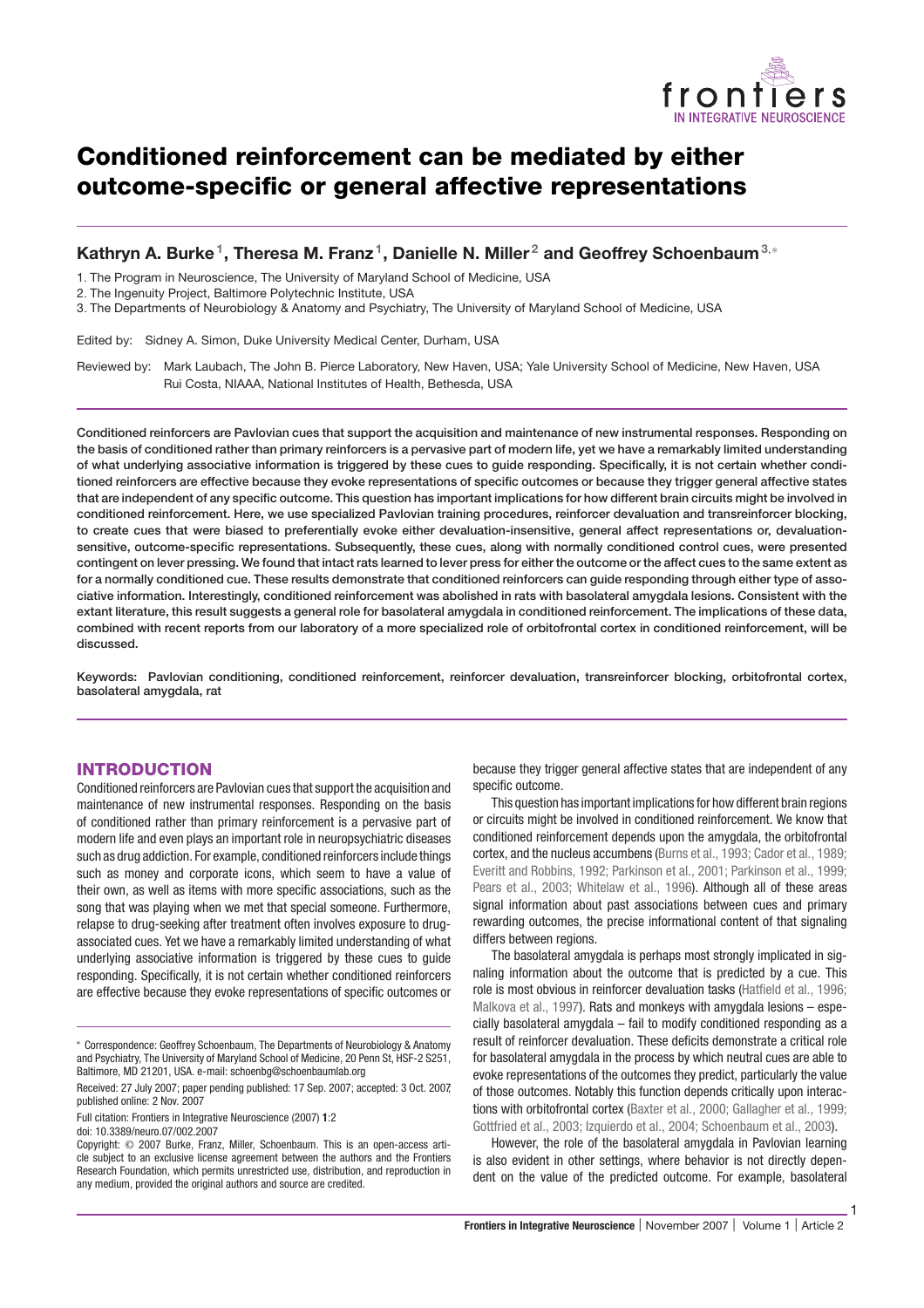# Conditioned reinforcement can be mediated by either outcome-specific or general affective representations

**Kathryn A. Burke[1], Theresa M. Franz[1], Danielle N. Miller[2] and Geoffrey Schoenbaum[3,*]**

1. The Program in Neuroscience, The University of Maryland School of Medicine, USA
2. The Ingenuity Project, Baltimore Polytechnic Institute, USA
3. The Departments of Neurobiology & Anatomy and Psychiatry, The University of Maryland School of Medicine, USA

Edited by: Sidney A. Simon, Duke University Medical Center, Durham, USA

Reviewed by: Mark Laubach, The John B. Pierce Laboratory, New Haven, USA; Yale University School of Medicine, New Haven, USA
Rui Costa, NIAAA, National Institutes of Health, Bethesda, USA

**Conditioned reinforcers are Pavlovian cues that support the acquisition and maintenance of new instrumental responses. Responding on the basis of conditioned rather than primary reinforcers is a pervasive part of modern life, yet we have a remarkably limited understanding of what underlying associative information is triggered by these cues to guide responding. Specifically, it is not certain whether conditioned reinforcers are effective because they evoke representations of specific outcomes or because they trigger general affective states that are independent of any specific outcome. This question has important implications for how different brain circuits might be involved in conditioned reinforcement. Here, we use specialized Pavlovian training procedures, reinforcer devaluation and transreinforcer blocking, to create cues that were biased to preferentially evoke either devaluation-insensitive, general affect representations or, devaluation-sensitive, outcome-specific representations. Subsequently, these cues, along with normally conditioned control cues, were presented contingent on lever pressing. We found that intact rats learned to lever press for either the outcome or the affect cues to the same extent as for a normally conditioned cue. These results demonstrate that conditioned reinforcers can guide responding through either type of associative information. Interestingly, conditioned reinforcement was abolished in rats with basolateral amygdala lesions. Consistent with the extant literature, this result suggests a general role for basolateral amygdala in conditioned reinforcement. The implications of these data, combined with recent reports from our laboratory of a more specialized role of orbitofrontal cortex in conditioned reinforcement, will be discussed.**

**Keywords:** Pavlovian conditioning, conditioned reinforcement, reinforcer devaluation, transreinforcer blocking, orbitofrontal cortex, basolateral amygdala, rat

## INTRODUCTION

Conditioned reinforcers are Pavlovian cues that support the acquisition and maintenance of new instrumental responses. Responding on the basis of conditioned rather than primary reinforcement is a pervasive part of modern life and even plays an important role in neuropsychiatric diseases such as drug addiction. For example, conditioned reinforcers include things such as money and corporate icons, which seem to have a value of their own, as well as items with more specific associations, such as the song that was playing when we met that special someone. Furthermore, relapse to drug-seeking after treatment often involves exposure to drug-associated cues. Yet we have a remarkably limited understanding of what underlying associative information is triggered by these cues to guide responding. Specifically, it is not certain whether conditioned reinforcers are effective because they evoke representations of specific outcomes or because they trigger general affective states that are independent of any specific outcome.

This question has important implications for how different brain regions or circuits might be involved in conditioned reinforcement. We know that conditioned reinforcement depends upon the amygdala, the orbitofrontal cortex, and the nucleus accumbens (Burns et al., 1993; Cador et al., 1989; Everitt and Robbins, 1992; Parkinson et al., 2001; Parkinson et al., 1999; Pears et al., 2003; Whitelaw et al., 1996). Although all of these areas signal information about past associations between cues and primary rewarding outcomes, the precise informational content of that signaling differs between regions.

The basolateral amygdala is perhaps most strongly implicated in signaling information about the outcome that is predicted by a cue. This role is most obvious in reinforcer devaluation tasks (Hatfield et al., 1996; Malkova et al., 1997). Rats and monkeys with amygdala lesions – especially basolateral amygdala – fail to modify conditioned responding as a result of reinforcer devaluation. These deficits demonstrate a critical role for basolateral amygdala in the process by which neutral cues are able to evoke representations of the outcomes they predict, particularly the value of those outcomes. Notably this function depends critically upon interactions with orbitofrontal cortex (Baxter et al., 2000; Gallagher et al., 1999; Gottfried et al., 2003; Izquierdo et al., 2004; Schoenbaum et al., 2003).

However, the role of the basolateral amygdala in Pavlovian learning is also evident in other settings, where behavior is not directly dependent on the value of the predicted outcome. For example, basolateral

---

* Correspondence: Geoffrey Schoenbaum, The Departments of Neurobiology & Anatomy and Psychiatry, The University of Maryland School of Medicine, 20 Penn St, HSF-2 S251, Baltimore, MD 21201, USA. e-mail: schoenbg@schoenbaumlab.org

Received: 27 July 2007; paper pending published: 17 Sep. 2007; accepted: 3 Oct. 2007; published online: 2 Nov. 2007

Full citation: Frontiers in Integrative Neuroscience (2007) 1:2
doi: 10.3389/neuro.07/002.2007

Copyright: © 2007 Burke, Franz, Miller, Schoenbaum. This is an open-access article subject to an exclusive license agreement between the authors and the Frontiers Research Foundation, which permits unrestricted use, distribution, and reproduction in any medium, provided the original authors and source are credited.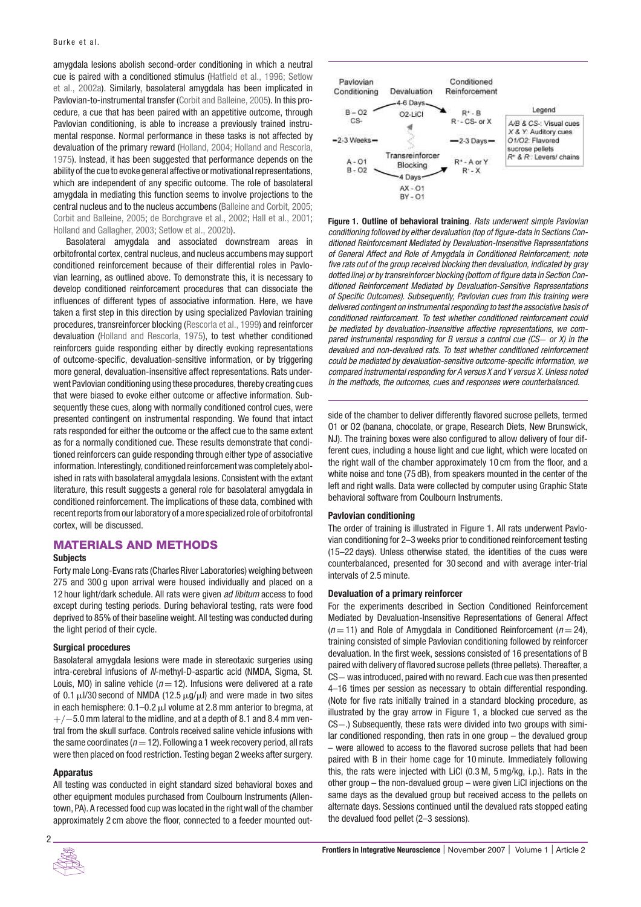amygdala lesions abolish second-order conditioning in which a neutral cue is paired with a conditioned stimulus (Hatfield et al., 1996; Setlow et al., 2002a). Similarly, basolateral amygdala has been implicated in Pavlovian-to-instrumental transfer (Corbit and Balleine, 2005). In this procedure, a cue that has been paired with an appetitive outcome, through Pavlovian conditioning, is able to increase a previously trained instrumental response. Normal performance in these tasks is not affected by devaluation of the primary reward (Holland, 2004; Holland and Rescorla, 1975). Instead, it has been suggested that performance depends on the ability of the cue to evoke general affective or motivational representations, which are independent of any specific outcome. The role of basolateral amygdala in mediating this function seems to involve projections to the central nucleus and to the nucleus accumbens (Balleine and Corbit, 2005; Corbit and Balleine, 2005; de Borchgrave et al., 2002; Hall et al., 2001; Holland and Gallagher, 2003; Setlow et al., 2002b).

Basolateral amygdala and associated downstream areas in orbitofrontal cortex, central nucleus, and nucleus accumbens may support conditioned reinforcement because of their differential roles in Pavlovian learning, as outlined above. To demonstrate this, it is necessary to develop conditioned reinforcement procedures that can dissociate the influences of different types of associative information. Here, we have taken a first step in this direction by using specialized Pavlovian training procedures, transreinforcer blocking (Rescorla et al., 1999) and reinforcer devaluation (Holland and Rescorla, 1975), to test whether conditioned reinforcers guide responding either by directly evoking representations of outcome-specific, devaluation-sensitive information, or by triggering more general, devaluation-insensitive affect representations. Rats underwent Pavlovian conditioning using these procedures, thereby creating cues that were biased to evoke either outcome or affective information. Subsequently these cues, along with normally conditioned control cues, were presented contingent on instrumental responding. We found that intact rats responded for either the outcome or the affect cue to the same extent as for a normally conditioned cue. These results demonstrate that conditioned reinforcers can guide responding through either type of associative information. Interestingly, conditioned reinforcement was completely abolished in rats with basolateral amygdala lesions. Consistent with the extant literature, this result suggests a general role for basolateral amygdala in conditioned reinforcement. The implications of these data, combined with recent reports from our laboratory of a more specialized role of orbitofrontal cortex, will be discussed.

## MATERIALS AND METHODS

### Subjects

Forty male Long-Evans rats (Charles River Laboratories) weighing between 275 and 300 g upon arrival were housed individually and placed on a 12 hour light/dark schedule. All rats were given *ad libitum* access to food except during testing periods. During behavioral testing, rats were food deprived to 85% of their baseline weight. All testing was conducted during the light period of their cycle.

### Surgical procedures

Basolateral amygdala lesions were made in stereotaxic surgeries using intra-cerebral infusions of *N*-methyl-D-aspartic acid (NMDA, Sigma, St. Louis, MO) in saline vehicle ($n = 12$). Infusions were delivered at a rate of 0.1 μl/30 second of NMDA (12.5 μg/μl) and were made in two sites in each hemisphere: 0.1–0.2 μl volume at 2.8 mm anterior to bregma, at +/−5.0 mm lateral to the midline, and at a depth of 8.1 and 8.4 mm ventral from the skull surface. Controls received saline vehicle infusions with the same coordinates ($n = 12$). Following a 1 week recovery period, all rats were then placed on food restriction. Testing began 2 weeks after surgery.

### Apparatus

All testing was conducted in eight standard sized behavioral boxes and other equipment modules purchased from Coulbourn Instruments (Allentown, PA). A recessed food cup was located in the right wall of the chamber approximately 2 cm above the floor, connected to a feeder mounted outside of the chamber to deliver differently flavored sucrose pellets, termed O1 or O2 (banana, chocolate, or grape, Research Diets, New Brunswick, NJ). The training boxes were also configured to allow delivery of four different cues, including a house light and cue light, which were located on the right wall of the chamber approximately 10 cm from the floor, and a white noise and tone (75 dB), from speakers mounted in the center of the left and right walls. Data were collected by computer using Graphic State behavioral software from Coulbourn Instruments.

**Figure 1. Outline of behavioral training**. *Rats underwent simple Pavlovian conditioning followed by either devaluation (top of figure-data in Sections Conditioned Reinforcement Mediated by Devaluation-Insensitive Representations of General Affect and Role of Amygdala in Conditioned Reinforcement; note five rats out of the group received blocking then devaluation, indicated by gray dotted line) or by transreinforcer blocking (bottom of figure data in Section Conditioned Reinforcement Mediated by Devaluation-Sensitive Representations of Specific Outcomes). Subsequently, Pavlovian cues from this training were delivered contingent on instrumental responding to test the associative basis of conditioned reinforcement. To test whether conditioned reinforcement could be mediated by devaluation-insensitive affective representations, we compared instrumental responding for B versus a control cue (CS− or X) in the devalued and non-devalued rats. To test whether conditioned reinforcement could be mediated by devaluation-sensitive outcome-specific information, we compared instrumental responding for A versus X and Y versus X. Unless noted in the methods, the outcomes, cues and responses were counterbalanced.*

### Pavlovian conditioning

The order of training is illustrated in **Figure 1**. All rats underwent Pavlovian conditioning for 2–3 weeks prior to conditioned reinforcement testing (15–22 days). Unless otherwise stated, the identities of the cues were counterbalanced, presented for 30 second and with average inter-trial intervals of 2.5 minute.

### Devaluation of a primary reinforcer

For the experiments described in Section Conditioned Reinforcement Mediated by Devaluation-Insensitive Representations of General Affect ($n = 11$) and Role of Amygdala in Conditioned Reinforcement ($n = 24$), training consisted of simple Pavlovian conditioning followed by reinforcer devaluation. In the first week, sessions consisted of 16 presentations of B paired with delivery of flavored sucrose pellets (three pellets). Thereafter, a CS− was introduced, paired with no reward. Each cue was then presented 4–16 times per session as necessary to obtain differential responding. (Note for five rats initially trained in a standard blocking procedure, as illustrated by the gray arrow in **Figure 1**, a blocked cue served as the CS−.) Subsequently, these rats were divided into two groups with similar conditioned responding, then rats in one group – the devalued group – were allowed to access to the flavored sucrose pellets that had been paired with B in their home cage for 10 minute. Immediately following this, the rats were injected with LiCl (0.3 M, 5 mg/kg, i.p.). Rats in the other group – the non-devalued group – were given LiCl injections on the same days as the devalued group but received access to the pellets on alternate days. Sessions continued until the devalued rats stopped eating the devalued food pellet (2–3 sessions).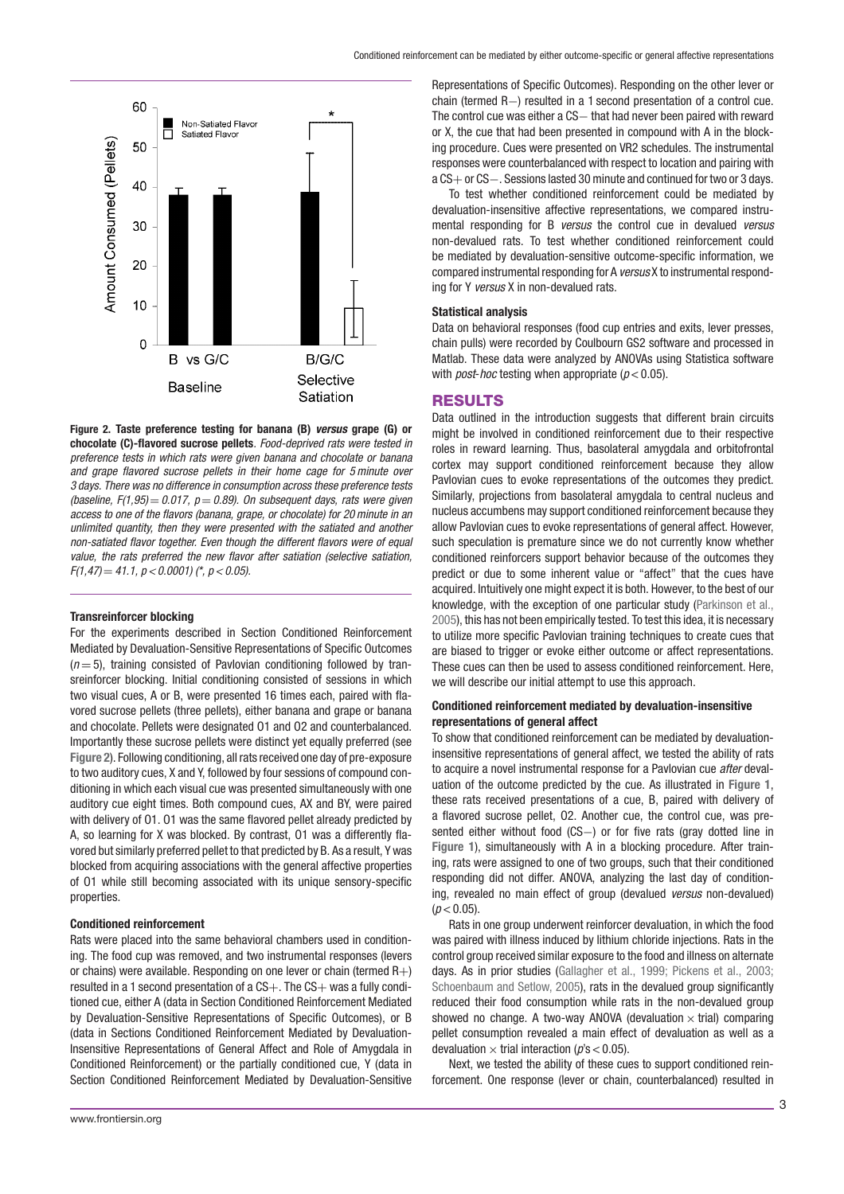**Figure 2. Taste preference testing for banana (B) *versus* grape (G) or chocolate (C)-flavored sucrose pellets**. *Food-deprived rats were tested in preference tests in which rats were given banana and chocolate or banana and grape flavored sucrose pellets in their home cage for 5 minute over 3 days. There was no difference in consumption across these preference tests (baseline, $F(1,95) = 0.017$, $p = 0.89$). On subsequent days, rats were given access to one of the flavors (banana, grape, or chocolate) for 20 minute in an unlimited quantity, then they were presented with the satiated and another non-satiated flavor together. Even though the different flavors were of equal value, the rats preferred the new flavor after satiation (selective satiation, $F(1,47) = 41.1$, $p < 0.0001$) (*, $p < 0.05$).*

#### Transreinforcer blocking

For the experiments described in Section Conditioned Reinforcement Mediated by Devaluation-Sensitive Representations of Specific Outcomes ($n = 5$), training consisted of Pavlovian conditioning followed by transreinforcer blocking. Initial conditioning consisted of sessions in which two visual cues, A or B, were presented 16 times each, paired with flavored sucrose pellets (three pellets), either banana and grape or banana and chocolate. Pellets were designated O1 and O2 and counterbalanced. Importantly these sucrose pellets were distinct yet equally preferred (see Figure 2). Following conditioning, all rats received one day of pre-exposure to two auditory cues, X and Y, followed by four sessions of compound conditioning in which each visual cue was presented simultaneously with one auditory cue eight times. Both compound cues, AX and BY, were paired with delivery of O1. O1 was the same flavored pellet already predicted by A, so learning for X was blocked. By contrast, O1 was a differently flavored but similarly preferred pellet to that predicted by B. As a result, Y was blocked from acquiring associations with the general affective properties of O1 while still becoming associated with its unique sensory-specific properties.

#### Conditioned reinforcement

Rats were placed into the same behavioral chambers used in conditioning. The food cup was removed, and two instrumental responses (levers or chains) were available. Responding on one lever or chain (termed R+) resulted in a 1 second presentation of a CS+. The CS+ was a fully conditioned cue, either A (data in Section Conditioned Reinforcement Mediated by Devaluation-Sensitive Representations of Specific Outcomes), or B (data in Sections Conditioned Reinforcement Mediated by Devaluation-Insensitive Representations of General Affect and Role of Amygdala in Conditioned Reinforcement) or the partially conditioned cue, Y (data in Section Conditioned Reinforcement Mediated by Devaluation-Sensitive Representations of Specific Outcomes). Responding on the other lever or chain (termed R−) resulted in a 1 second presentation of a control cue. The control cue was either a CS− that had never been paired with reward or X, the cue that had been presented in compound with A in the blocking procedure. Cues were presented on VR2 schedules. The instrumental responses were counterbalanced with respect to location and pairing with a CS+ or CS−. Sessions lasted 30 minute and continued for two or 3 days.

To test whether conditioned reinforcement could be mediated by devaluation-insensitive affective representations, we compared instrumental responding for B *versus* the control cue in devalued *versus* non-devalued rats. To test whether conditioned reinforcement could be mediated by devaluation-sensitive outcome-specific information, we compared instrumental responding for A *versus* X to instrumental responding for Y *versus* X in non-devalued rats.

#### Statistical analysis

Data on behavioral responses (food cup entries and exits, lever presses, chain pulls) were recorded by Coulbourn GS2 software and processed in Matlab. These data were analyzed by ANOVAs using Statistica software with *post-hoc* testing when appropriate ($p < 0.05$).

## RESULTS

Data outlined in the introduction suggests that different brain circuits might be involved in conditioned reinforcement due to their respective roles in reward learning. Thus, basolateral amygdala and orbitofrontal cortex may support conditioned reinforcement because they allow Pavlovian cues to evoke representations of the outcomes they predict. Similarly, projections from basolateral amygdala to central nucleus and nucleus accumbens may support conditioned reinforcement because they allow Pavlovian cues to evoke representations of general affect. However, such speculation is premature since we do not currently know whether conditioned reinforcers support behavior because of the outcomes they predict or due to some inherent value or "affect" that the cues have acquired. Intuitively one might expect it is both. However, to the best of our knowledge, with the exception of one particular study (Parkinson et al., 2005), this has not been empirically tested. To test this idea, it is necessary to utilize more specific Pavlovian training techniques to create cues that are biased to trigger or evoke either outcome or affect representations. These cues can then be used to assess conditioned reinforcement. Here, we will describe our initial attempt to use this approach.

### Conditioned reinforcement mediated by devaluation-insensitive representations of general affect

To show that conditioned reinforcement can be mediated by devaluation-insensitive representations of general affect, we tested the ability of rats to acquire a novel instrumental response for a Pavlovian cue *after* devaluation of the outcome predicted by the cue. As illustrated in Figure 1, these rats received presentations of a cue, B, paired with delivery of a flavored sucrose pellet, O2. Another cue, the control cue, was presented either without food (CS−) or for five rats (gray dotted line in Figure 1), simultaneously with A in a blocking procedure. After training, rats were assigned to one of two groups, such that their conditioned responding did not differ. ANOVA, analyzing the last day of conditioning, revealed no main effect of group (devalued *versus* non-devalued) ($p < 0.05$).

Rats in one group underwent reinforcer devaluation, in which the food was paired with illness induced by lithium chloride injections. Rats in the control group received similar exposure to the food and illness on alternate days. As in prior studies (Gallagher et al., 1999; Pickens et al., 2003; Schoenbaum and Setlow, 2005), rats in the devalued group significantly reduced their food consumption while rats in the non-devalued group showed no change. A two-way ANOVA (devaluation × trial) comparing pellet consumption revealed a main effect of devaluation as well as a devaluation × trial interaction ($p$'s $< 0.05$).

Next, we tested the ability of these cues to support conditioned reinforcement. One response (lever or chain, counterbalanced) resulted in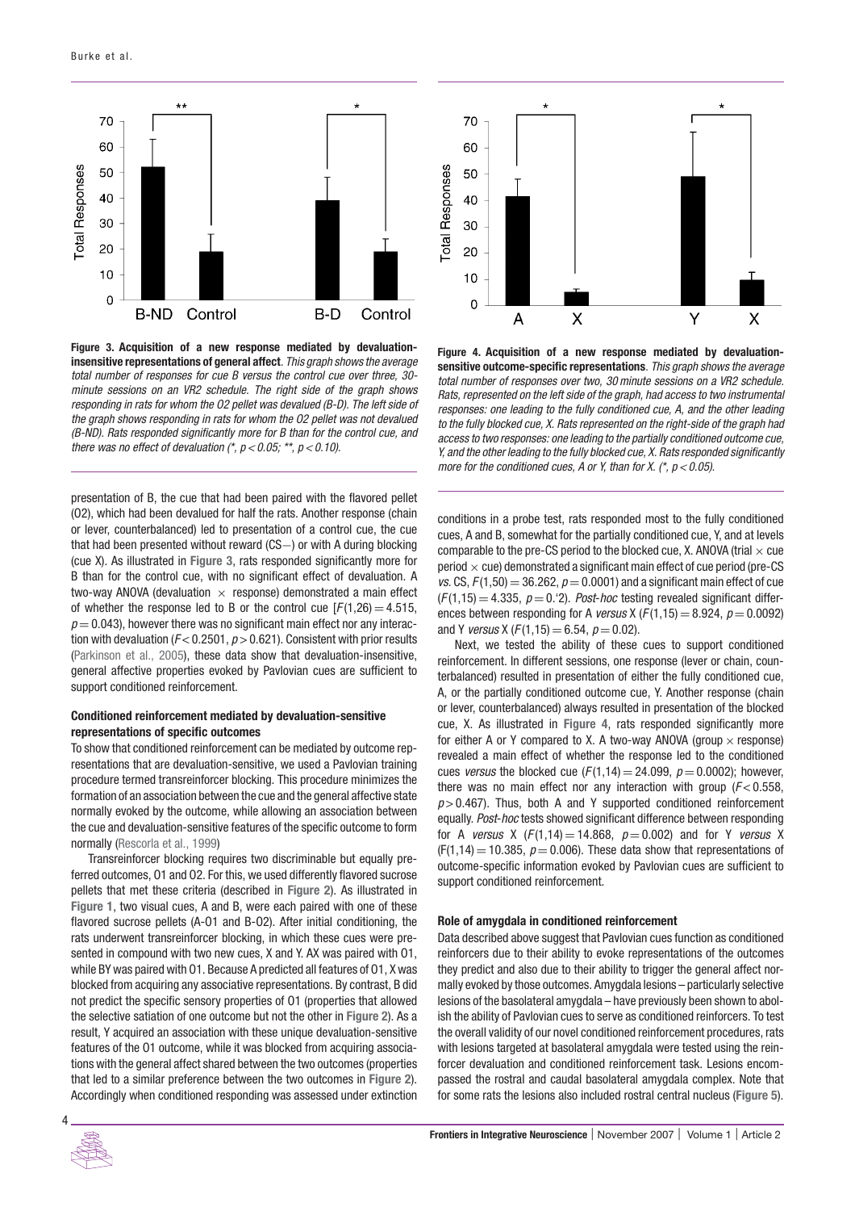**Figure 3. Acquisition of a new response mediated by devaluation-insensitive representations of general affect**. *This graph shows the average total number of responses for cue B versus the control cue over three, 30-minute sessions on an VR2 schedule. The right side of the graph shows responding in rats for whom the O2 pellet was devalued (B-D). The left side of the graph shows responding in rats for whom the O2 pellet was not devalued (B-ND). Rats responded significantly more for B than for the control cue, and there was no effect of devaluation (*, $p < 0.05$; **, $p < 0.10$).*

**Figure 4. Acquisition of a new response mediated by devaluation-sensitive outcome-specific representations**. *This graph shows the average total number of responses over two, 30 minute sessions on a VR2 schedule. Rats, represented on the left side of the graph, had access to two instrumental responses: one leading to the fully conditioned cue, A, and the other leading to the fully blocked cue, X. Rats represented on the right-side of the graph had access to two responses: one leading to the partially conditioned outcome cue, Y, and the other leading to the fully blocked cue, X. Rats responded significantly more for the conditioned cues, A or Y, than for X. (*, $p < 0.05$).*

presentation of B, the cue that had been paired with the flavored pellet (O2), which had been devalued for half the rats. Another response (chain or lever, counterbalanced) led to presentation of a control cue, the cue that had been presented without reward (CS−) or with A during blocking (cue X). As illustrated in **Figure 3**, rats responded significantly more for B than for the control cue, with no significant effect of devaluation. A two-way ANOVA (devaluation × response) demonstrated a main effect of whether the response led to B or the control cue [$F(1,26) = 4.515$, $p = 0.043$), however there was no significant main effect nor any interaction with devaluation ($F < 0.2501$, $p > 0.621$). Consistent with prior results (Parkinson et al., 2005), these data show that devaluation-insensitive, general affective properties evoked by Pavlovian cues are sufficient to support conditioned reinforcement.

### Conditioned reinforcement mediated by devaluation-sensitive representations of specific outcomes

To show that conditioned reinforcement can be mediated by outcome representations that are devaluation-sensitive, we used a Pavlovian training procedure termed transreinforcer blocking. This procedure minimizes the formation of an association between the cue and the general affective state normally evoked by the outcome, while allowing an association between the cue and devaluation-sensitive features of the specific outcome to form normally (Rescorla et al., 1999)

Transreinforcer blocking requires two discriminable but equally preferred outcomes, O1 and O2. For this, we used differently flavored sucrose pellets that met these criteria (described in **Figure 2**). As illustrated in **Figure 1**, two visual cues, A and B, were each paired with one of these flavored sucrose pellets (A-O1 and B-O2). After initial conditioning, the rats underwent transreinforcer blocking, in which these cues were presented in compound with two new cues, X and Y. AX was paired with O1, while BY was paired with O1. Because A predicted all features of O1, X was blocked from acquiring any associative representations. By contrast, B did not predict the specific sensory properties of O1 (properties that allowed the selective satiation of one outcome but not the other in **Figure 2**). As a result, Y acquired an association with these unique devaluation-sensitive features of the O1 outcome, while it was blocked from acquiring associations with the general affect shared between the two outcomes (properties that led to a similar preference between the two outcomes in **Figure 2**). Accordingly when conditioned responding was assessed under extinction conditions in a probe test, rats responded most to the fully conditioned cues, A and B, somewhat for the partially conditioned cue, Y, and at levels comparable to the pre-CS period to the blocked cue, X. ANOVA (trial × cue period × cue) demonstrated a significant main effect of cue period (pre-CS *vs.* CS, $F(1,50) = 36.262$, $p = 0.0001$) and a significant main effect of cue ($F(1,15) = 4.335$, $p = 0.$'2). *Post-hoc* testing revealed significant differences between responding for A *versus* X ($F(1,15) = 8.924$, $p = 0.0092$) and Y *versus* X ($F(1,15) = 6.54$, $p = 0.02$).

Next, we tested the ability of these cues to support conditioned reinforcement. In different sessions, one response (lever or chain, counterbalanced) resulted in presentation of either the fully conditioned cue, A, or the partially conditioned outcome cue, Y. Another response (chain or lever, counterbalanced) always resulted in presentation of the blocked cue, X. As illustrated in **Figure 4**, rats responded significantly more for either A or Y compared to X. A two-way ANOVA (group × response) revealed a main effect of whether the response led to the conditioned cues *versus* the blocked cue ($F(1,14) = 24.099$, $p = 0.0002$); however, there was no main effect nor any interaction with group ($F < 0.558$, $p > 0.467$). Thus, both A and Y supported conditioned reinforcement equally. *Post-hoc* tests showed significant difference between responding for A *versus* X ($F(1,14) = 14.868$, $p = 0.002$) and for Y *versus* X ($F(1,14) = 10.385$, $p = 0.006$). These data show that representations of outcome-specific information evoked by Pavlovian cues are sufficient to support conditioned reinforcement.

### Role of amygdala in conditioned reinforcement

Data described above suggest that Pavlovian cues function as conditioned reinforcers due to their ability to evoke representations of the outcomes they predict and also due to their ability to trigger the general affect normally evoked by those outcomes. Amygdala lesions – particularly selective lesions of the basolateral amygdala – have previously been shown to abolish the ability of Pavlovian cues to serve as conditioned reinforcers. To test the overall validity of our novel conditioned reinforcement procedures, rats with lesions targeted at basolateral amygdala were tested using the reinforcer devaluation and conditioned reinforcement task. Lesions encompassed the rostral and caudal basolateral amygdala complex. Note that for some rats the lesions also included rostral central nucleus (**Figure 5**).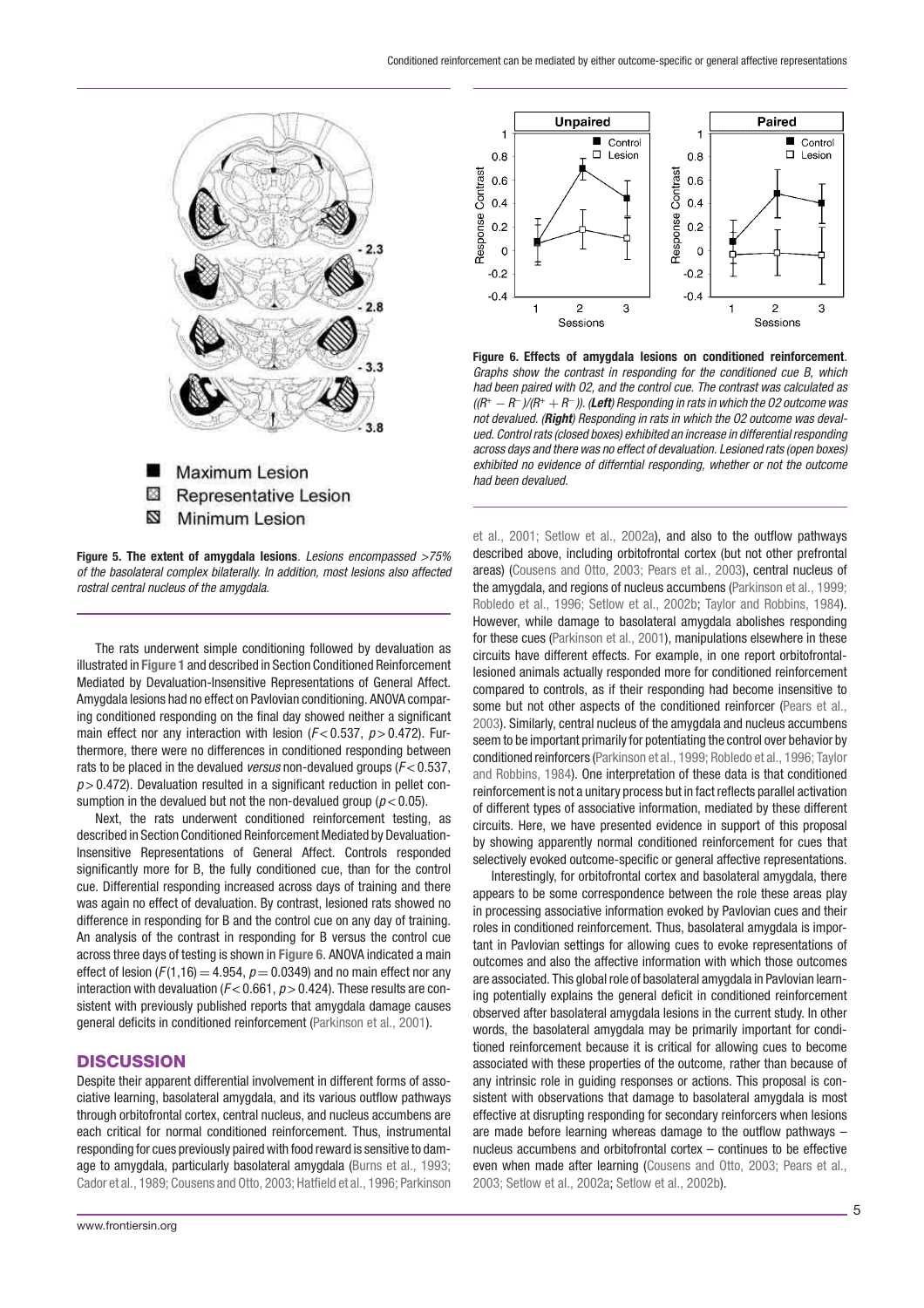Figure 5. The extent of amygdala lesions. *Lesions encompassed >75% of the basolateral complex bilaterally. In addition, most lesions also affected rostral central nucleus of the amygdala.*

The rats underwent simple conditioning followed by devaluation as illustrated in Figure 1 and described in Section Conditioned Reinforcement Mediated by Devaluation-Insensitive Representations of General Affect. Amygdala lesions had no effect on Pavlovian conditioning. ANOVA comparing conditioned responding on the final day showed neither a significant main effect nor any interaction with lesion ($F < 0.537$, $p > 0.472$). Furthermore, there were no differences in conditioned responding between rats to be placed in the devalued *versus* non-devalued groups ($F < 0.537$, $p > 0.472$). Devaluation resulted in a significant reduction in pellet consumption in the devalued but not the non-devalued group ($p < 0.05$).

Next, the rats underwent conditioned reinforcement testing, as described in Section Conditioned Reinforcement Mediated by Devaluation-Insensitive Representations of General Affect. Controls responded significantly more for B, the fully conditioned cue, than for the control cue. Differential responding increased across days of training and there was again no effect of devaluation. By contrast, lesioned rats showed no difference in responding for B and the control cue on any day of training. An analysis of the contrast in responding for B versus the control cue across three days of testing is shown in Figure 6. ANOVA indicated a main effect of lesion ($F(1,16) = 4.954$, $p = 0.0349$) and no main effect nor any interaction with devaluation ($F < 0.661$, $p > 0.424$). These results are consistent with previously published reports that amygdala damage causes general deficits in conditioned reinforcement (Parkinson et al., 2001).

Figure 6. Effects of amygdala lesions on conditioned reinforcement. *Graphs show the contrast in responding for the conditioned cue B, which had been paired with O2, and the control cue. The contrast was calculated as $((R^+ - R^-)/(R^+ + R^-))$.* ***(Left)*** *Responding in rats in which the O2 outcome was not devalued.* ***(Right)*** *Responding in rats in which the O2 outcome was devalued. Control rats (closed boxes) exhibited an increase in differential responding across days and there was no effect of devaluation. Lesioned rats (open boxes) exhibited no evidence of differntial responding, whether or not the outcome had been devalued.*

## DISCUSSION

Despite their apparent differential involvement in different forms of associative learning, basolateral amygdala, and its various outflow pathways through orbitofrontal cortex, central nucleus, and nucleus accumbens are each critical for normal conditioned reinforcement. Thus, instrumental responding for cues previously paired with food reward is sensitive to damage to amygdala, particularly basolateral amygdala (Burns et al., 1993; Cador et al., 1989; Cousens and Otto, 2003; Hatfield et al., 1996; Parkinson et al., 2001; Setlow et al., 2002a), and also to the outflow pathways described above, including orbitofrontal cortex (but not other prefrontal areas) (Cousens and Otto, 2003; Pears et al., 2003), central nucleus of the amygdala, and regions of nucleus accumbens (Parkinson et al., 1999; Robledo et al., 1996; Setlow et al., 2002b; Taylor and Robbins, 1984). However, while damage to basolateral amygdala abolishes responding for these cues (Parkinson et al., 2001), manipulations elsewhere in these circuits have different effects. For example, in one report orbitofrontal-lesioned animals actually responded more for conditioned reinforcement compared to controls, as if their responding had become insensitive to some but not other aspects of the conditioned reinforcer (Pears et al., 2003). Similarly, central nucleus of the amygdala and nucleus accumbens seem to be important primarily for potentiating the control over behavior by conditioned reinforcers (Parkinson et al., 1999; Robledo et al., 1996; Taylor and Robbins, 1984). One interpretation of these data is that conditioned reinforcement is not a unitary process but in fact reflects parallel activation of different types of associative information, mediated by these different circuits. Here, we have presented evidence in support of this proposal by showing apparently normal conditioned reinforcement for cues that selectively evoked outcome-specific or general affective representations.

Interestingly, for orbitofrontal cortex and basolateral amygdala, there appears to be some correspondence between the role these areas play in processing associative information evoked by Pavlovian cues and their roles in conditioned reinforcement. Thus, basolateral amygdala is important in Pavlovian settings for allowing cues to evoke representations of outcomes and also the affective information with which those outcomes are associated. This global role of basolateral amygdala in Pavlovian learning potentially explains the general deficit in conditioned reinforcement observed after basolateral amygdala lesions in the current study. In other words, the basolateral amygdala may be primarily important for conditioned reinforcement because it is critical for allowing cues to become associated with these properties of the outcome, rather than because of any intrinsic role in guiding responses or actions. This proposal is consistent with observations that damage to basolateral amygdala is most effective at disrupting responding for secondary reinforcers when lesions are made before learning whereas damage to the outflow pathways – nucleus accumbens and orbitofrontal cortex – continues to be effective even when made after learning (Cousens and Otto, 2003; Pears et al., 2003; Setlow et al., 2002a; Setlow et al., 2002b).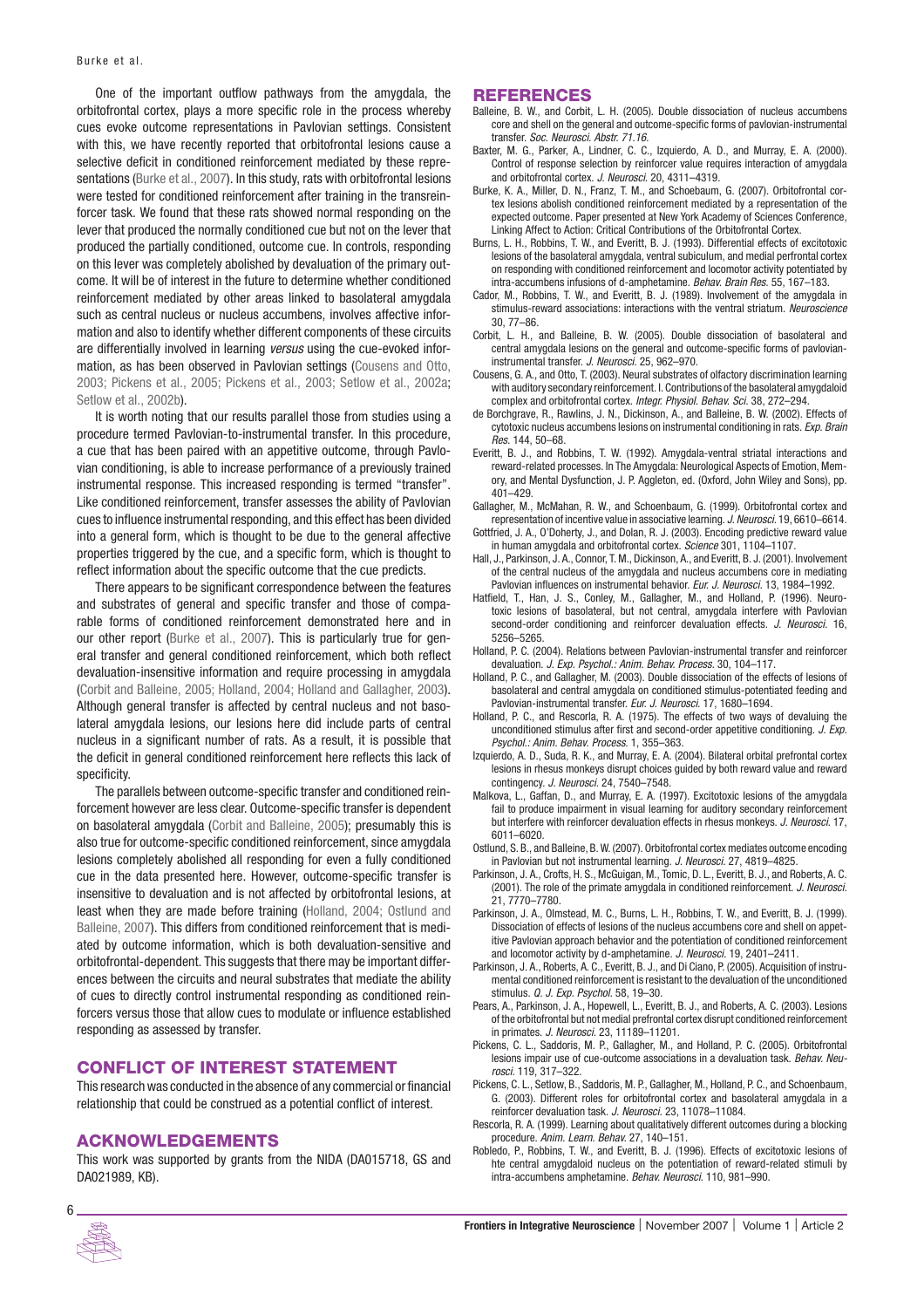One of the important outflow pathways from the amygdala, the orbitofrontal cortex, plays a more specific role in the process whereby cues evoke outcome representations in Pavlovian settings. Consistent with this, we have recently reported that orbitofrontal lesions cause a selective deficit in conditioned reinforcement mediated by these representations (Burke et al., 2007). In this study, rats with orbitofrontal lesions were tested for conditioned reinforcement after training in the transreinforcer task. We found that these rats showed normal responding on the lever that produced the normally conditioned cue but not on the lever that produced the partially conditioned, outcome cue. In controls, responding on this lever was completely abolished by devaluation of the primary outcome. It will be of interest in the future to determine whether conditioned reinforcement mediated by other areas linked to basolateral amygdala such as central nucleus or nucleus accumbens, involves affective information and also to identify whether different components of these circuits are differentially involved in learning *versus* using the cue-evoked information, as has been observed in Pavlovian settings (Cousens and Otto, 2003; Pickens et al., 2005; Pickens et al., 2003; Setlow et al., 2002a; Setlow et al., 2002b).

It is worth noting that our results parallel those from studies using a procedure termed Pavlovian-to-instrumental transfer. In this procedure, a cue that has been paired with an appetitive outcome, through Pavlovian conditioning, is able to increase performance of a previously trained instrumental response. This increased responding is termed "transfer". Like conditioned reinforcement, transfer assesses the ability of Pavlovian cues to influence instrumental responding, and this effect has been divided into a general form, which is thought to be due to the general affective properties triggered by the cue, and a specific form, which is thought to reflect information about the specific outcome that the cue predicts.

There appears to be significant correspondence between the features and substrates of general and specific transfer and those of comparable forms of conditioned reinforcement demonstrated here and in our other report (Burke et al., 2007). This is particularly true for general transfer and general conditioned reinforcement, which both reflect devaluation-insensitive information and require processing in amygdala (Corbit and Balleine, 2005; Holland, 2004; Holland and Gallagher, 2003). Although general transfer is affected by central nucleus and not basolateral amygdala lesions, our lesions here did include parts of central nucleus in a significant number of rats. As a result, it is possible that the deficit in general conditioned reinforcement here reflects this lack of specificity.

The parallels between outcome-specific transfer and conditioned reinforcement however are less clear. Outcome-specific transfer is dependent on basolateral amygdala (Corbit and Balleine, 2005); presumably this is also true for outcome-specific conditioned reinforcement, since amygdala lesions completely abolished all responding for even a fully conditioned cue in the data presented here. However, outcome-specific transfer is insensitive to devaluation and is not affected by orbitofrontal lesions, at least when they are made before training (Holland, 2004; Ostlund and Balleine, 2007). This differs from conditioned reinforcement that is mediated by outcome information, which is both devaluation-sensitive and orbitofrontal-dependent. This suggests that there may be important differences between the circuits and neural substrates that mediate the ability of cues to directly control instrumental responding as conditioned reinforcers versus those that allow cues to modulate or influence established responding as assessed by transfer.

## CONFLICT OF INTEREST STATEMENT

This research was conducted in the absence of any commercial or financial relationship that could be construed as a potential conflict of interest.

## ACKNOWLEDGEMENTS

This work was supported by grants from the NIDA (DA015718, GS and DA021989, KB).

## REFERENCES

Balleine, B. W., and Corbit, L. H. (2005). Double dissociation of nucleus accumbens core and shell on the general and outcome-specific forms of pavlovian-instrumental transfer. *Soc. Neurosci. Abstr. 71.16.*

Baxter, M. G., Parker, A., Lindner, C. C., Izquierdo, A. D., and Murray, E. A. (2000). Control of response selection by reinforcer value requires interaction of amygdala and orbitofrontal cortex. *J. Neurosci.* 20, 4311–4319.

Burke, K. A., Miller, D. N., Franz, T. M., and Schoebaum, G. (2007). Orbitofrontal cortex lesions abolish conditioned reinforcement mediated by a representation of the expected outcome. Paper presented at New York Academy of Sciences Conference, Linking Affect to Action: Critical Contributions of the Orbitofrontal Cortex.

Burns, L. H., Robbins, T. W., and Everitt, B. J. (1993). Differential effects of excitotoxic lesions of the basolateral amygdala, ventral subiculum, and medial perfrontal cortex on responding with conditioned reinforcement and locomotor activity potentiated by intra-accumbens infusions of d-amphetamine. *Behav. Brain Res.* 55, 167–183.

Cador, M., Robbins, T. W., and Everitt, B. J. (1989). Involvement of the amygdala in stimulus-reward associations: interactions with the ventral striatum. *Neuroscience* 30, 77–86.

Corbit, L. H., and Balleine, B. W. (2005). Double dissociation of basolateral and central amygdala lesions on the general and outcome-specific forms of pavlovian-instrumental transfer. *J. Neurosci.* 25, 962–970.

Cousens, G. A., and Otto, T. (2003). Neural substrates of olfactory discrimination learning with auditory secondary reinforcement. I. Contributions of the basolateral amygdaloid complex and orbitofrontal cortex. *Integr. Physiol. Behav. Sci.* 38, 272–294.

de Borchgrave, R., Rawlins, J. N., Dickinson, A., and Balleine, B. W. (2002). Effects of cytotoxic nucleus accumbens lesions on instrumental conditioning in rats. *Exp. Brain Res.* 144, 50–68.

Everitt, B. J., and Robbins, T. W. (1992). Amygdala-ventral striatal interactions and reward-related processes. In The Amygdala: Neurological Aspects of Emotion, Memory, and Mental Dysfunction, J. P. Aggleton, ed. (Oxford, John Wiley and Sons), pp. 401–429.

Gallagher, M., McMahan, R. W., and Schoenbaum, G. (1999). Orbitofrontal cortex and representation of incentive value in associative learning. *J. Neurosci.* 19, 6610–6614.

Gottfried, J. A., O'Doherty, J., and Dolan, R. J. (2003). Encoding predictive reward value in human amygdala and orbitofrontal cortex. *Science* 301, 1104–1107.

Hall, J., Parkinson, J. A., Connor, T. M., Dickinson, A., and Everitt, B. J. (2001). Involvement of the central nucleus of the amygdala and nucleus accumbens core in mediating Pavlovian influences on instrumental behavior. *Eur. J. Neurosci.* 13, 1984–1992.

Hatfield, T., Han, J. S., Conley, M., Gallagher, M., and Holland, P. (1996). Neurotoxic lesions of basolateral, but not central, amygdala interfere with Pavlovian second-order conditioning and reinforcer devaluation effects. *J. Neurosci.* 16, 5256–5265.

Holland, P. C. (2004). Relations between Pavlovian-instrumental transfer and reinforcer devaluation. *J. Exp. Psychol.: Anim. Behav. Process.* 30, 104–117.

Holland, P. C., and Gallagher, M. (2003). Double dissociation of the effects of lesions of basolateral and central amygdala on conditioned stimulus-potentiated feeding and Pavlovian-instrumental transfer. *Eur. J. Neurosci.* 17, 1680–1694.

Holland, P. C., and Rescorla, R. A. (1975). The effects of two ways of devaluing the unconditioned stimulus after first and second-order appetitive conditioning. *J. Exp. Psychol.: Anim. Behav. Process.* 1, 355–363.

Izquierdo, A. D., Suda, R. K., and Murray, E. A. (2004). Bilateral orbital prefrontal cortex lesions in rhesus monkeys disrupt choices guided by both reward value and reward contingency. *J. Neurosci.* 24, 7540–7548.

Malkova, L., Gaffan, D., and Murray, E. A. (1997). Excitotoxic lesions of the amygdala fail to produce impairment in visual learning for auditory secondary reinforcement but interfere with reinforcer devaluation effects in rhesus monkeys. *J. Neurosci.* 17, 6011–6020.

Ostlund, S. B., and Balleine, B. W. (2007). Orbitofrontal cortex mediates outcome encoding in Pavlovian but not instrumental learning. *J. Neurosci.* 27, 4819–4825.

Parkinson, J. A., Crofts, H. S., McGuigan, M., Tomic, D. L., Everitt, B. J., and Roberts, A. C. (2001). The role of the primate amygdala in conditioned reinforcement. *J. Neurosci.* 21, 7770–7780.

Parkinson, J. A., Olmstead, M. C., Burns, L. H., Robbins, T. W., and Everitt, B. J. (1999). Dissociation of effects of lesions of the nucleus accumbens core and shell on appetitive Pavlovian approach behavior and the potentiation of conditioned reinforcement and locomotor activity by d-amphetamine. *J. Neurosci.* 19, 2401–2411.

Parkinson, J. A., Roberts, A. C., Everitt, B. J., and Di Ciano, P. (2005). Acquisition of instrumental conditioned reinforcement is resistant to the devaluation of the unconditioned stimulus. *Q. J. Exp. Psychol.* 58, 19–30.

Pears, A., Parkinson, J. A., Hopewell, L., Everitt, B. J., and Roberts, A. C. (2003). Lesions of the orbitofrontal but not medial prefrontal cortex disrupt conditioned reinforcement in primates. *J. Neurosci.* 23, 11189–11201.

Pickens, C. L., Saddoris, M. P., Gallagher, M., and Holland, P. C. (2005). Orbitofrontal lesions impair use of cue-outcome associations in a devaluation task. *Behav. Neurosci.* 119, 317–322.

Pickens, C. L., Setlow, B., Saddoris, M. P., Gallagher, M., Holland, P. C., and Schoenbaum, G. (2003). Different roles for orbitofrontal cortex and basolateral amygdala in a reinforcer devaluation task. *J. Neurosci.* 23, 11078–11084.

Rescorla, R. A. (1999). Learning about qualitatively different outcomes during a blocking procedure. *Anim. Learn. Behav.* 27, 140–151.

Robledo, P., Robbins, T. W., and Everitt, B. J. (1996). Effects of excitotoxic lesions of hte central amygdaloid nucleus on the potentiation of reward-related stimuli by intra-accumbens amphetamine. *Behav. Neurosci.* 110, 981–990.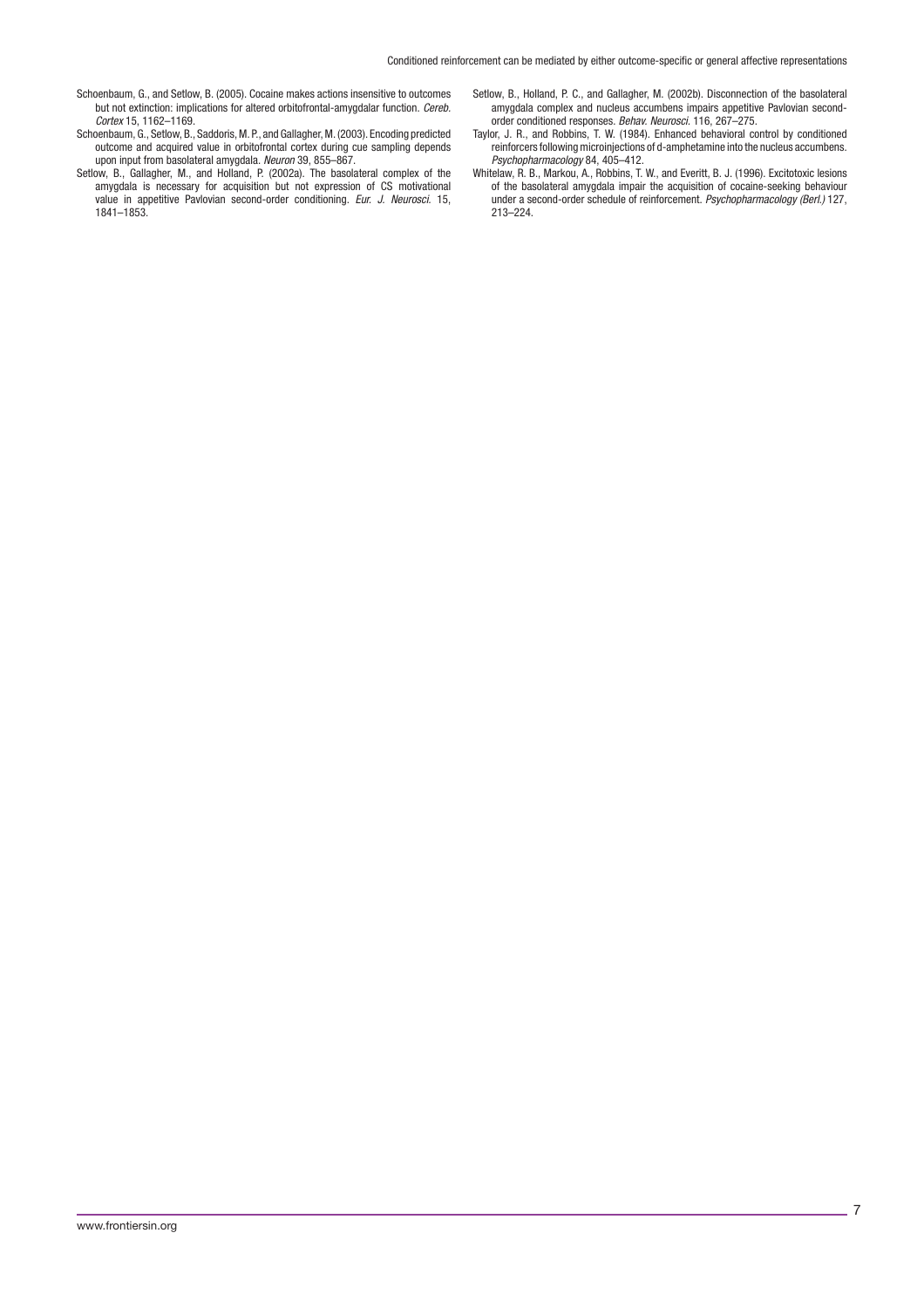Schoenbaum, G., and Setlow, B. (2005). Cocaine makes actions insensitive to outcomes but not extinction: implications for altered orbitofrontal-amygdalar function. *Cereb. Cortex* 15, 1162–1169.

Schoenbaum, G., Setlow, B., Saddoris, M. P., and Gallagher, M. (2003). Encoding predicted outcome and acquired value in orbitofrontal cortex during cue sampling depends upon input from basolateral amygdala. *Neuron* 39, 855–867.

Setlow, B., Gallagher, M., and Holland, P. (2002a). The basolateral complex of the amygdala is necessary for acquisition but not expression of CS motivational value in appetitive Pavlovian second-order conditioning. *Eur. J. Neurosci.* 15, 1841–1853.

Setlow, B., Holland, P. C., and Gallagher, M. (2002b). Disconnection of the basolateral amygdala complex and nucleus accumbens impairs appetitive Pavlovian second-order conditioned responses. *Behav. Neurosci.* 116, 267–275.

Taylor, J. R., and Robbins, T. W. (1984). Enhanced behavioral control by conditioned reinforcers following microinjections of d-amphetamine into the nucleus accumbens. *Psychopharmacology* 84, 405–412.

Whitelaw, R. B., Markou, A., Robbins, T. W., and Everitt, B. J. (1996). Excitotoxic lesions of the basolateral amygdala impair the acquisition of cocaine-seeking behaviour under a second-order schedule of reinforcement. *Psychopharmacology (Berl.)* 127, 213–224.